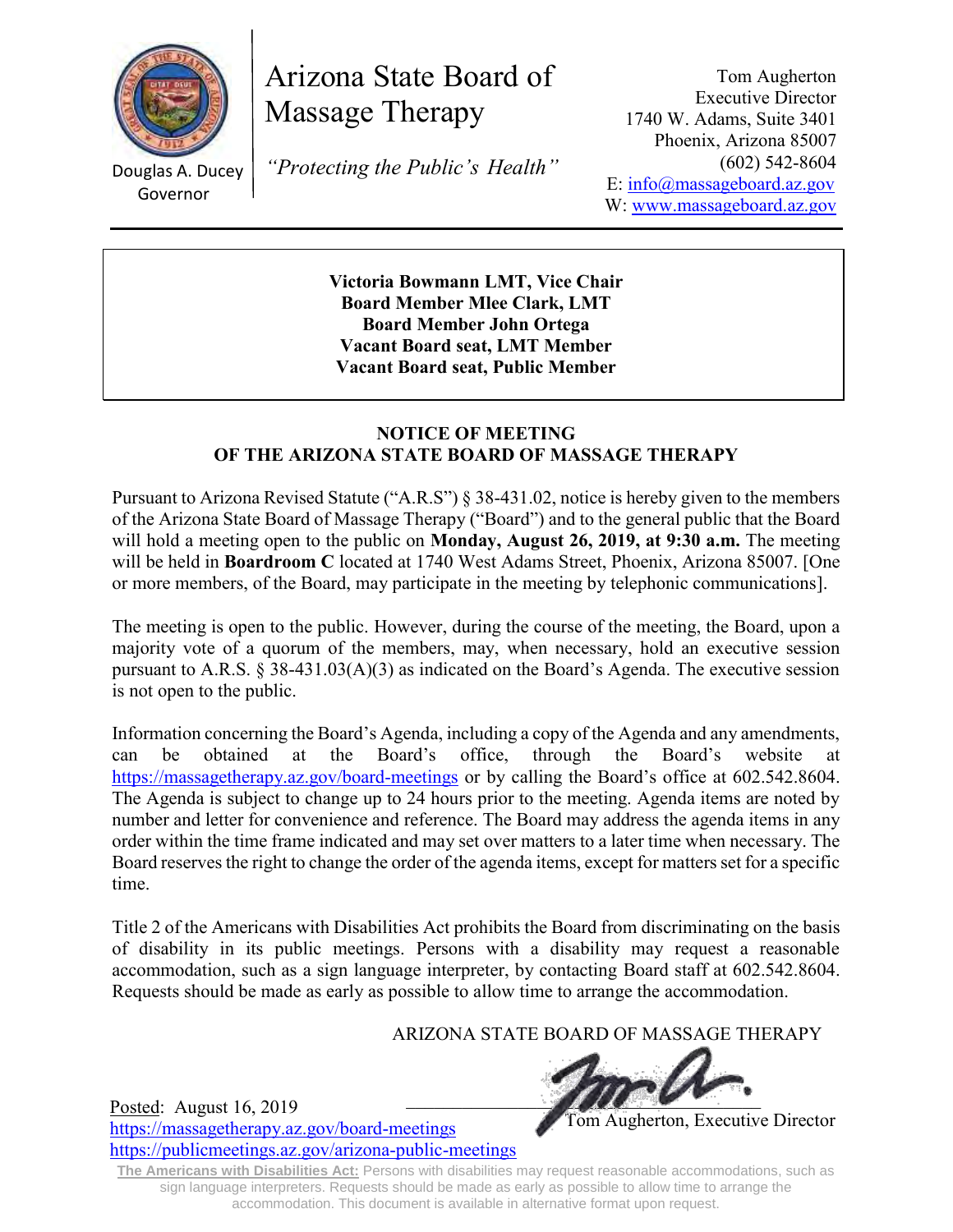Douglas A. Ducey
Governor

# Arizona State Board of Massage Therapy

*"Protecting the Public's Health"*

Tom Augherton
Executive Director
1740 W. Adams, Suite 3401
Phoenix, Arizona 85007
(602) 542-8604
E: info@massageboard.az.gov
W: www.massageboard.az.gov

**Victoria Bowmann LMT, Vice Chair**
**Board Member Mlee Clark, LMT**
**Board Member John Ortega**
**Vacant Board seat, LMT Member**
**Vacant Board seat, Public Member**

## NOTICE OF MEETING
## OF THE ARIZONA STATE BOARD OF MASSAGE THERAPY

Pursuant to Arizona Revised Statute ("A.R.S") § 38-431.02, notice is hereby given to the members of the Arizona State Board of Massage Therapy ("Board") and to the general public that the Board will hold a meeting open to the public on **Monday, August 26, 2019, at 9:30 a.m.** The meeting will be held in **Boardroom C** located at 1740 West Adams Street, Phoenix, Arizona 85007. [One or more members, of the Board, may participate in the meeting by telephonic communications].

The meeting is open to the public. However, during the course of the meeting, the Board, upon a majority vote of a quorum of the members, may, when necessary, hold an executive session pursuant to A.R.S. § 38-431.03(A)(3) as indicated on the Board's Agenda. The executive session is not open to the public.

Information concerning the Board's Agenda, including a copy of the Agenda and any amendments, can be obtained at the Board's office, through the Board's website at https://massagetherapy.az.gov/board-meetings or by calling the Board's office at 602.542.8604. The Agenda is subject to change up to 24 hours prior to the meeting. Agenda items are noted by number and letter for convenience and reference. The Board may address the agenda items in any order within the time frame indicated and may set over matters to a later time when necessary. The Board reserves the right to change the order of the agenda items, except for matters set for a specific time.

Title 2 of the Americans with Disabilities Act prohibits the Board from discriminating on the basis of disability in its public meetings. Persons with a disability may request a reasonable accommodation, such as a sign language interpreter, by contacting Board staff at 602.542.8604. Requests should be made as early as possible to allow time to arrange the accommodation.

ARIZONA STATE BOARD OF MASSAGE THERAPY

Tom Augherton, Executive Director

Posted: August 16, 2019
https://massagetherapy.az.gov/board-meetings
https://publicmeetings.az.gov/arizona-public-meetings

**The Americans with Disabilities Act:** Persons with disabilities may request reasonable accommodations, such as sign language interpreters. Requests should be made as early as possible to allow time to arrange the accommodation. This document is available in alternative format upon request.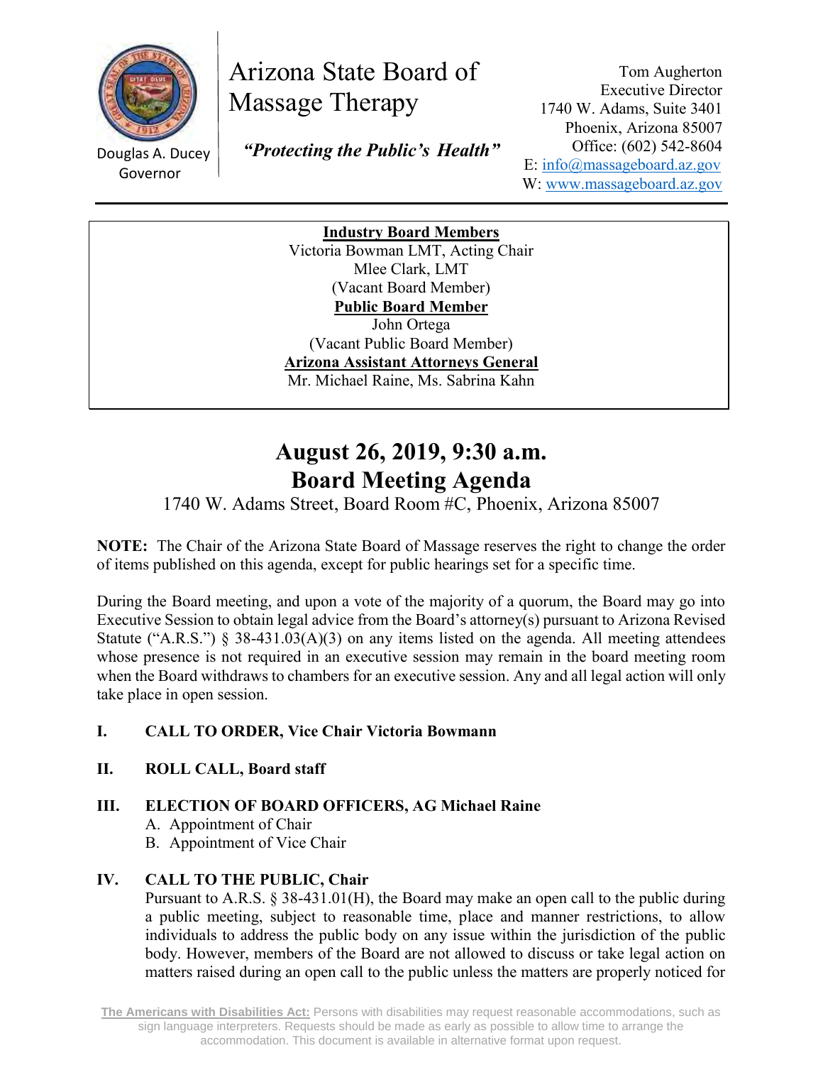Douglas A. Ducey
Governor

# Arizona State Board of Massage Therapy

***"Protecting the Public's Health"***

Tom Augherton
Executive Director
1740 W. Adams, Suite 3401
Phoenix, Arizona 85007
Office: (602) 542-8604
E: info@massageboard.az.gov
W: www.massageboard.az.gov

**Industry Board Members**
Victoria Bowman LMT, Acting Chair
Mlee Clark, LMT
(Vacant Board Member)
**Public Board Member**
John Ortega
(Vacant Public Board Member)
**Arizona Assistant Attorneys General**
Mr. Michael Raine, Ms. Sabrina Kahn

# August 26, 2019, 9:30 a.m.
# Board Meeting Agenda

1740 W. Adams Street, Board Room #C, Phoenix, Arizona 85007

**NOTE:** The Chair of the Arizona State Board of Massage reserves the right to change the order of items published on this agenda, except for public hearings set for a specific time.

During the Board meeting, and upon a vote of the majority of a quorum, the Board may go into Executive Session to obtain legal advice from the Board's attorney(s) pursuant to Arizona Revised Statute ("A.R.S.") § 38-431.03(A)(3) on any items listed on the agenda. All meeting attendees whose presence is not required in an executive session may remain in the board meeting room when the Board withdraws to chambers for an executive session. Any and all legal action will only take place in open session.

**I. CALL TO ORDER, Vice Chair Victoria Bowmann**

**II. ROLL CALL, Board staff**

**III. ELECTION OF BOARD OFFICERS, AG Michael Raine**

A. Appointment of Chair
B. Appointment of Vice Chair

**IV. CALL TO THE PUBLIC, Chair**

Pursuant to A.R.S. § 38-431.01(H), the Board may make an open call to the public during a public meeting, subject to reasonable time, place and manner restrictions, to allow individuals to address the public body on any issue within the jurisdiction of the public body. However, members of the Board are not allowed to discuss or take legal action on matters raised during an open call to the public unless the matters are properly noticed for

**The Americans with Disabilities Act:** Persons with disabilities may request reasonable accommodations, such as sign language interpreters. Requests should be made as early as possible to allow time to arrange the accommodation. This document is available in alternative format upon request.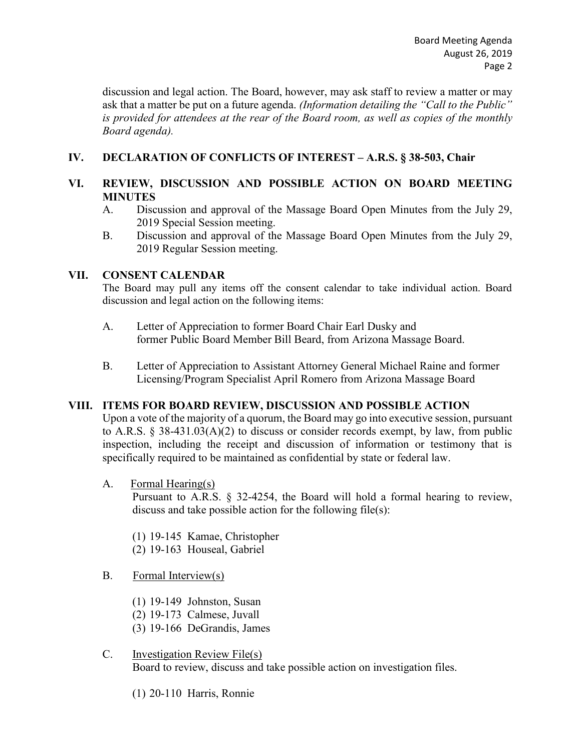discussion and legal action. The Board, however, may ask staff to review a matter or may ask that a matter be put on a future agenda. *(Information detailing the "Call to the Public" is provided for attendees at the rear of the Board room, as well as copies of the monthly Board agenda).*

## IV. DECLARATION OF CONFLICTS OF INTEREST – A.R.S. § 38-503, Chair

## VI. REVIEW, DISCUSSION AND POSSIBLE ACTION ON BOARD MEETING MINUTES

A. Discussion and approval of the Massage Board Open Minutes from the July 29, 2019 Special Session meeting.

B. Discussion and approval of the Massage Board Open Minutes from the July 29, 2019 Regular Session meeting.

## VII. CONSENT CALENDAR

The Board may pull any items off the consent calendar to take individual action. Board discussion and legal action on the following items:

A. Letter of Appreciation to former Board Chair Earl Dusky and former Public Board Member Bill Beard, from Arizona Massage Board.

B. Letter of Appreciation to Assistant Attorney General Michael Raine and former Licensing/Program Specialist April Romero from Arizona Massage Board

## VIII. ITEMS FOR BOARD REVIEW, DISCUSSION AND POSSIBLE ACTION

Upon a vote of the majority of a quorum, the Board may go into executive session, pursuant to A.R.S. § 38-431.03(A)(2) to discuss or consider records exempt, by law, from public inspection, including the receipt and discussion of information or testimony that is specifically required to be maintained as confidential by state or federal law.

A. Formal Hearing(s)

Pursuant to A.R.S. § 32-4254, the Board will hold a formal hearing to review, discuss and take possible action for the following file(s):

(1) 19-145 Kamae, Christopher
(2) 19-163 Houseal, Gabriel

B. Formal Interview(s)

(1) 19-149 Johnston, Susan
(2) 19-173 Calmese, Juvall
(3) 19-166 DeGrandis, James

C. Investigation Review File(s)

Board to review, discuss and take possible action on investigation files.

(1) 20-110 Harris, Ronnie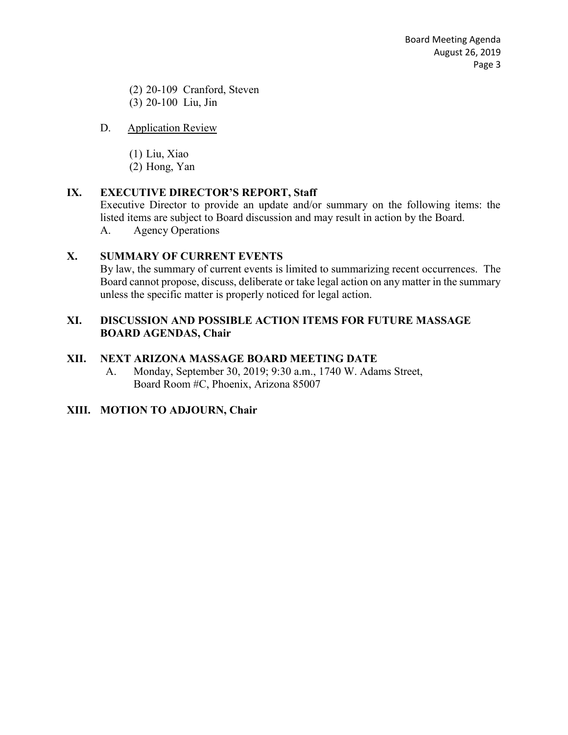(2) 20-109 Cranford, Steven
(3) 20-100 Liu, Jin

D. Application Review

(1) Liu, Xiao
(2) Hong, Yan

## IX. EXECUTIVE DIRECTOR'S REPORT, Staff

Executive Director to provide an update and/or summary on the following items: the listed items are subject to Board discussion and may result in action by the Board.

A. Agency Operations

## X. SUMMARY OF CURRENT EVENTS

By law, the summary of current events is limited to summarizing recent occurrences. The Board cannot propose, discuss, deliberate or take legal action on any matter in the summary unless the specific matter is properly noticed for legal action.

## XI. DISCUSSION AND POSSIBLE ACTION ITEMS FOR FUTURE MASSAGE BOARD AGENDAS, Chair

## XII. NEXT ARIZONA MASSAGE BOARD MEETING DATE

A. Monday, September 30, 2019; 9:30 a.m., 1740 W. Adams Street, Board Room #C, Phoenix, Arizona 85007

## XIII. MOTION TO ADJOURN, Chair